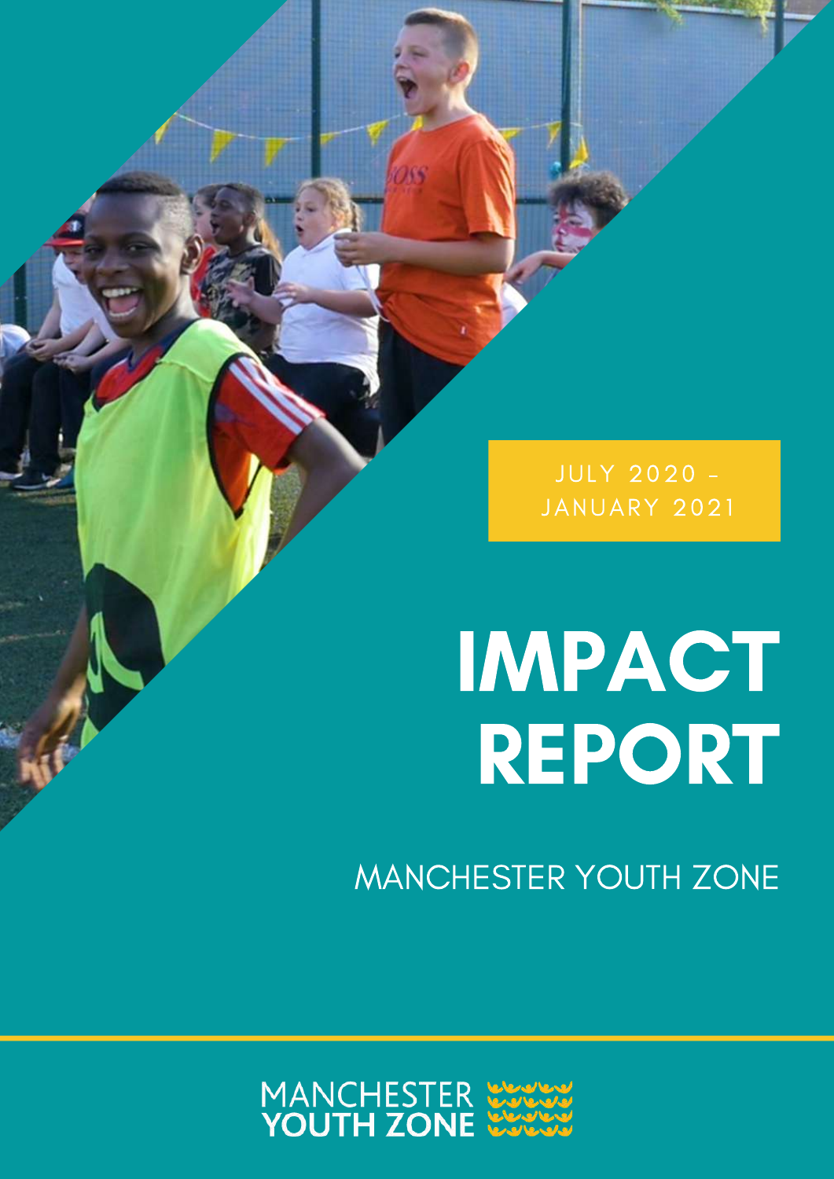JULY 2020 – JANUARY 2021

# IMPACT REPORT

MANCHESTER YOUTH ZONE

MANCHESTER YOUTH ZONE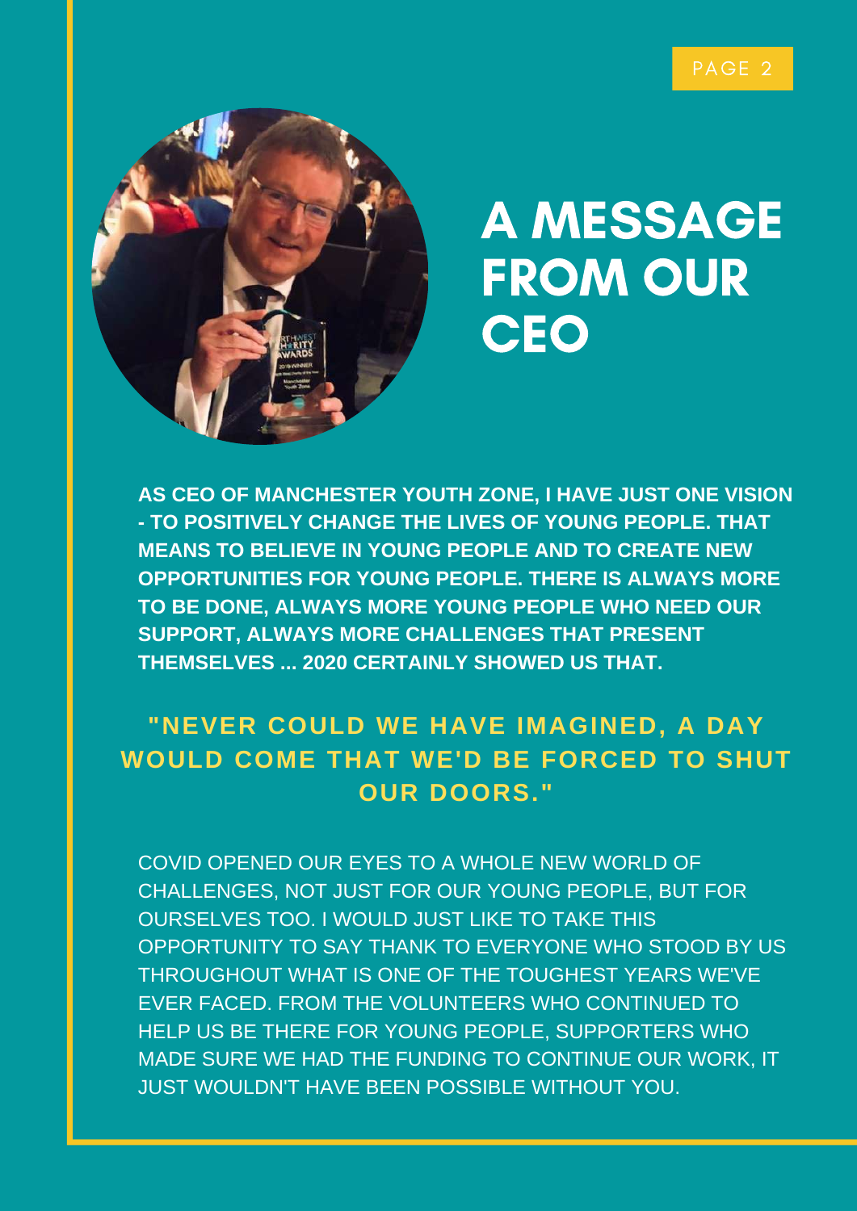# A MESSAGE FROM OUR CEO

**AS CEO OF MANCHESTER YOUTH ZONE, I HAVE JUST ONE VISION - TO POSITIVELY CHANGE THE LIVES OF YOUNG PEOPLE. THAT MEANS TO BELIEVE IN YOUNG PEOPLE AND TO CREATE NEW OPPORTUNITIES FOR YOUNG PEOPLE. THERE IS ALWAYS MORE TO BE DONE, ALWAYS MORE YOUNG PEOPLE WHO NEED OUR SUPPORT, ALWAYS MORE CHALLENGES THAT PRESENT THEMSELVES ... 2020 CERTAINLY SHOWED US THAT.**

**"NEVER COULD WE HAVE IMAGINED, A DAY WOULD COME THAT WE'D BE FORCED TO SHUT OUR DOORS."**

COVID OPENED OUR EYES TO A WHOLE NEW WORLD OF CHALLENGES, NOT JUST FOR OUR YOUNG PEOPLE, BUT FOR OURSELVES TOO. I WOULD JUST LIKE TO TAKE THIS OPPORTUNITY TO SAY THANK TO EVERYONE WHO STOOD BY US THROUGHOUT WHAT IS ONE OF THE TOUGHEST YEARS WE'VE EVER FACED. FROM THE VOLUNTEERS WHO CONTINUED TO HELP US BE THERE FOR YOUNG PEOPLE, SUPPORTERS WHO MADE SURE WE HAD THE FUNDING TO CONTINUE OUR WORK, IT JUST WOULDN'T HAVE BEEN POSSIBLE WITHOUT YOU.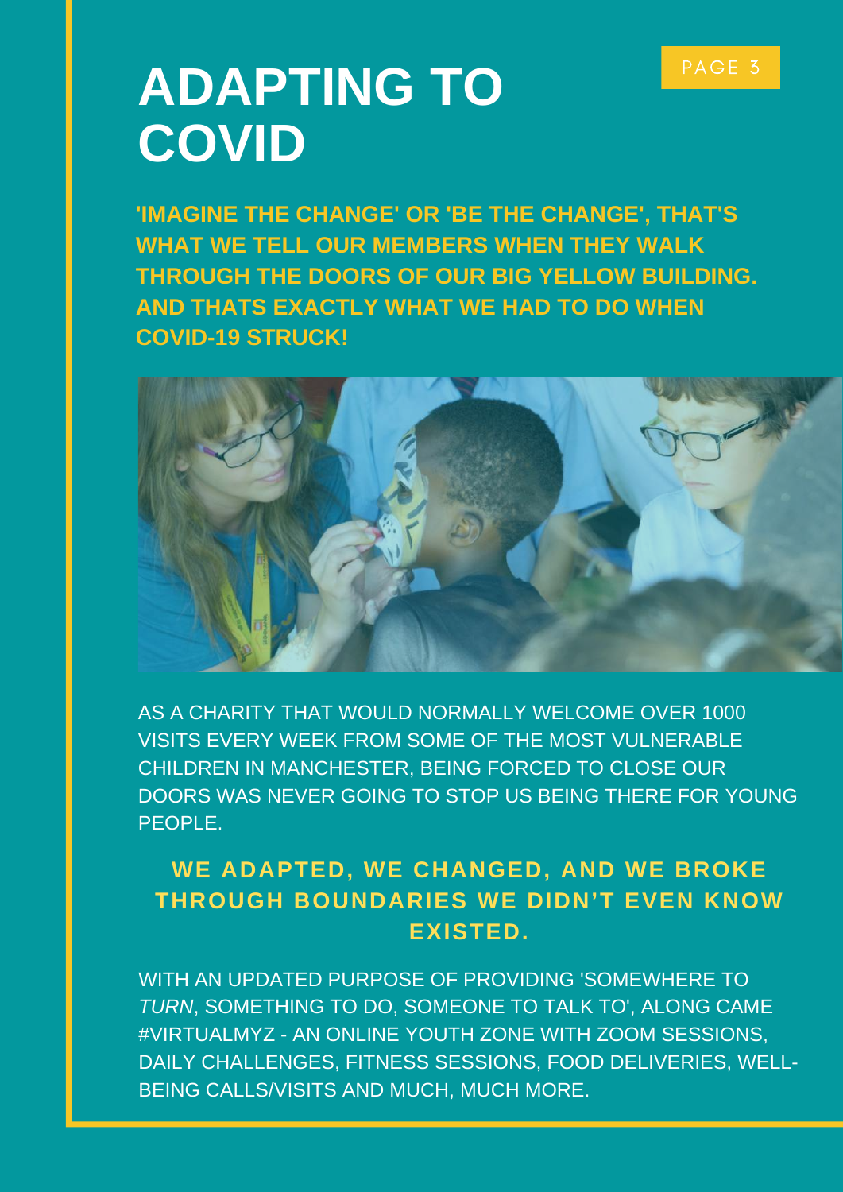# ADAPTING TO COVID

**'IMAGINE THE CHANGE' OR 'BE THE CHANGE', THAT'S WHAT WE TELL OUR MEMBERS WHEN THEY WALK THROUGH THE DOORS OF OUR BIG YELLOW BUILDING. AND THATS EXACTLY WHAT WE HAD TO DO WHEN COVID-19 STRUCK!**

AS A CHARITY THAT WOULD NORMALLY WELCOME OVER 1000 VISITS EVERY WEEK FROM SOME OF THE MOST VULNERABLE CHILDREN IN MANCHESTER, BEING FORCED TO CLOSE OUR DOORS WAS NEVER GOING TO STOP US BEING THERE FOR YOUNG PEOPLE.

**WE ADAPTED, WE CHANGED, AND WE BROKE THROUGH BOUNDARIES WE DIDN'T EVEN KNOW EXISTED.**

WITH AN UPDATED PURPOSE OF PROVIDING 'SOMEWHERE TO *TURN*, SOMETHING TO DO, SOMEONE TO TALK TO', ALONG CAME #VIRTUALMYZ - AN ONLINE YOUTH ZONE WITH ZOOM SESSIONS, DAILY CHALLENGES, FITNESS SESSIONS, FOOD DELIVERIES, WELL-BEING CALLS/VISITS AND MUCH, MUCH MORE.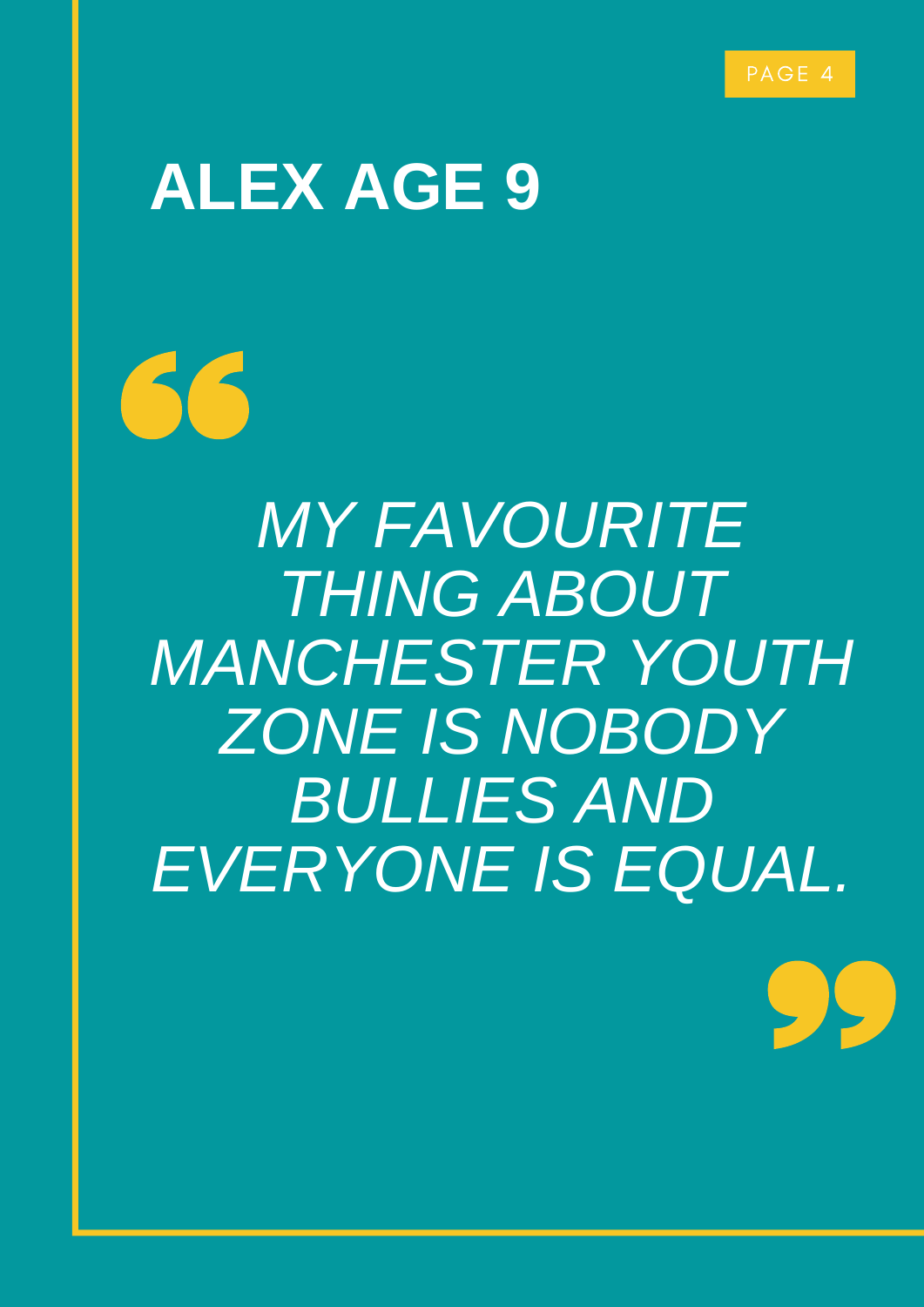# ALEX AGE 9

*MY FAVOURITE THING ABOUT MANCHESTER YOUTH ZONE IS NOBODY BULLIES AND EVERYONE IS EQUAL.*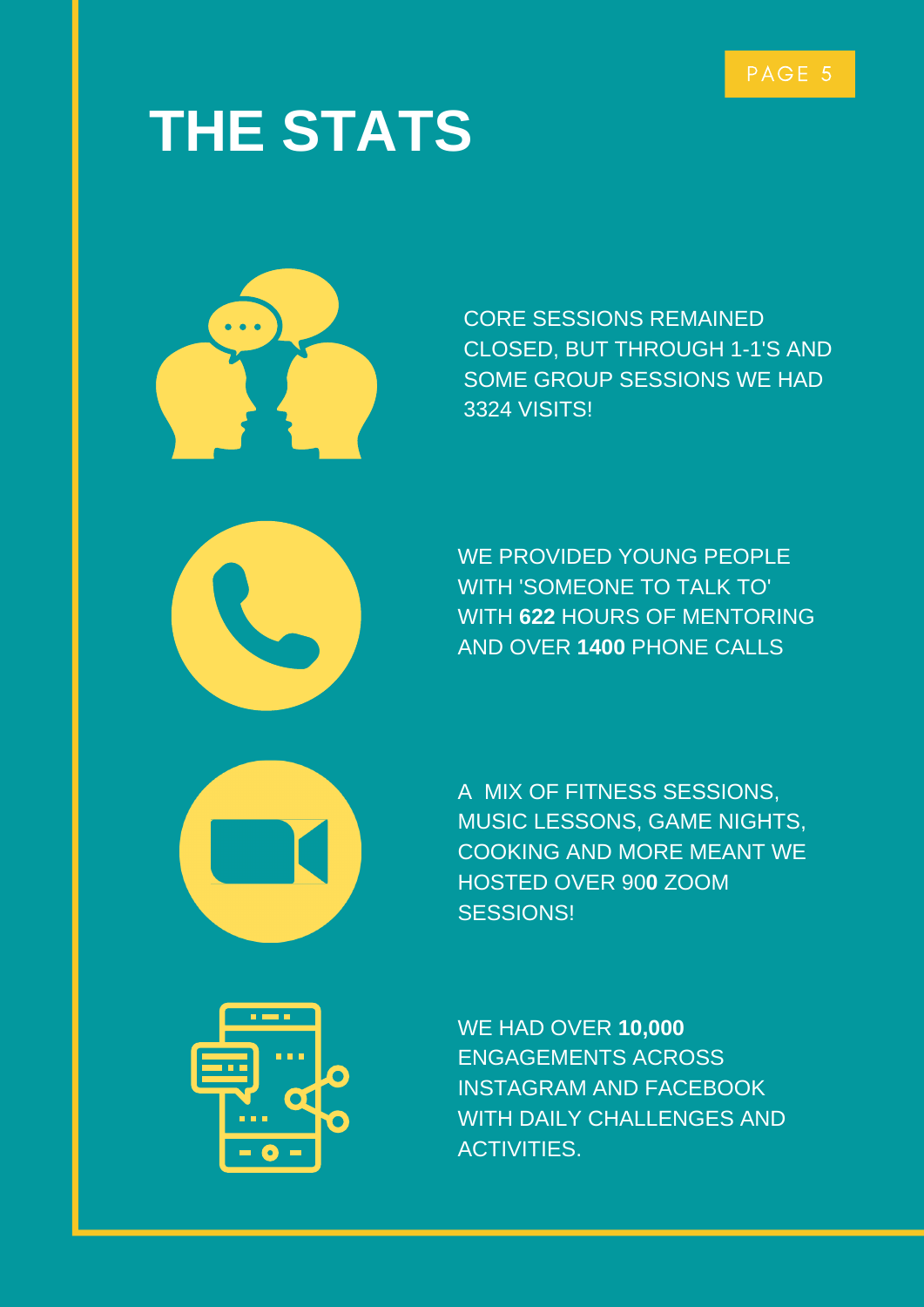# THE STATS

CORE SESSIONS REMAINED CLOSED, BUT THROUGH 1-1'S AND SOME GROUP SESSIONS WE HAD 3324 VISITS!

WE PROVIDED YOUNG PEOPLE WITH 'SOMEONE TO TALK TO' WITH **622** HOURS OF MENTORING AND OVER **1400** PHONE CALLS

A MIX OF FITNESS SESSIONS, MUSIC LESSONS, GAME NIGHTS, COOKING AND MORE MEANT WE HOSTED OVER 90**0** ZOOM SESSIONS!

WE HAD OVER **10,000** ENGAGEMENTS ACROSS INSTAGRAM AND FACEBOOK WITH DAILY CHALLENGES AND ACTIVITIES.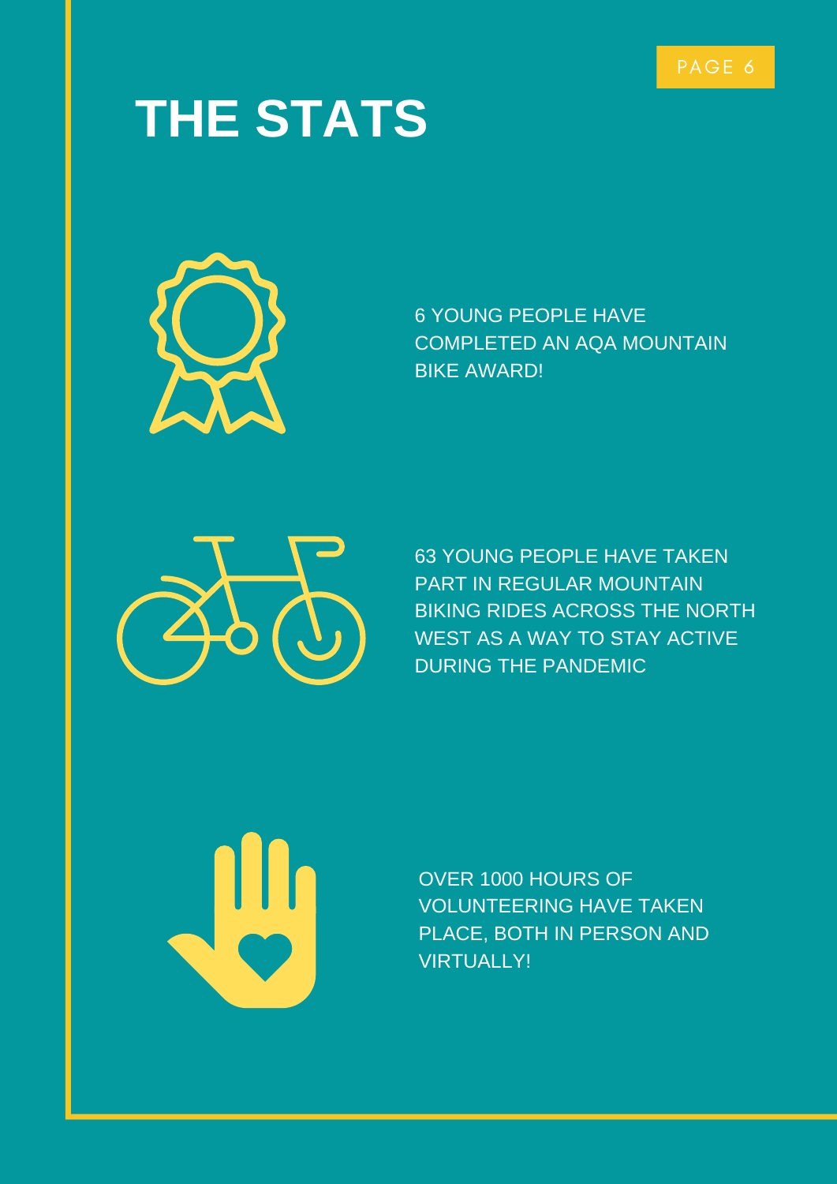# THE STATS

6 YOUNG PEOPLE HAVE COMPLETED AN AQA MOUNTAIN BIKE AWARD!

63 YOUNG PEOPLE HAVE TAKEN PART IN REGULAR MOUNTAIN BIKING RIDES ACROSS THE NORTH WEST AS A WAY TO STAY ACTIVE DURING THE PANDEMIC

OVER 1000 HOURS OF VOLUNTEERING HAVE TAKEN PLACE, BOTH IN PERSON AND VIRTUALLY!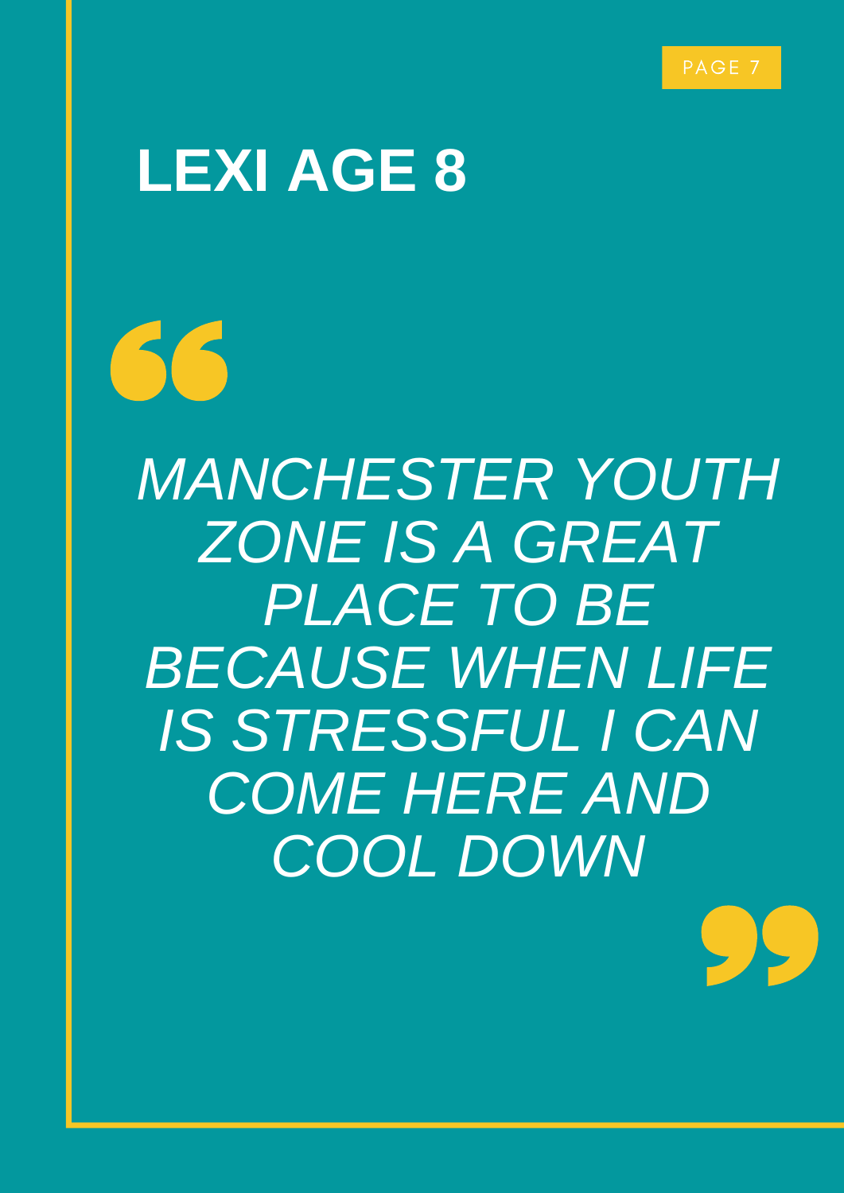# LEXI AGE 8

> *MANCHESTER YOUTH ZONE IS A GREAT PLACE TO BE BECAUSE WHEN LIFE IS STRESSFUL I CAN COME HERE AND COOL DOWN*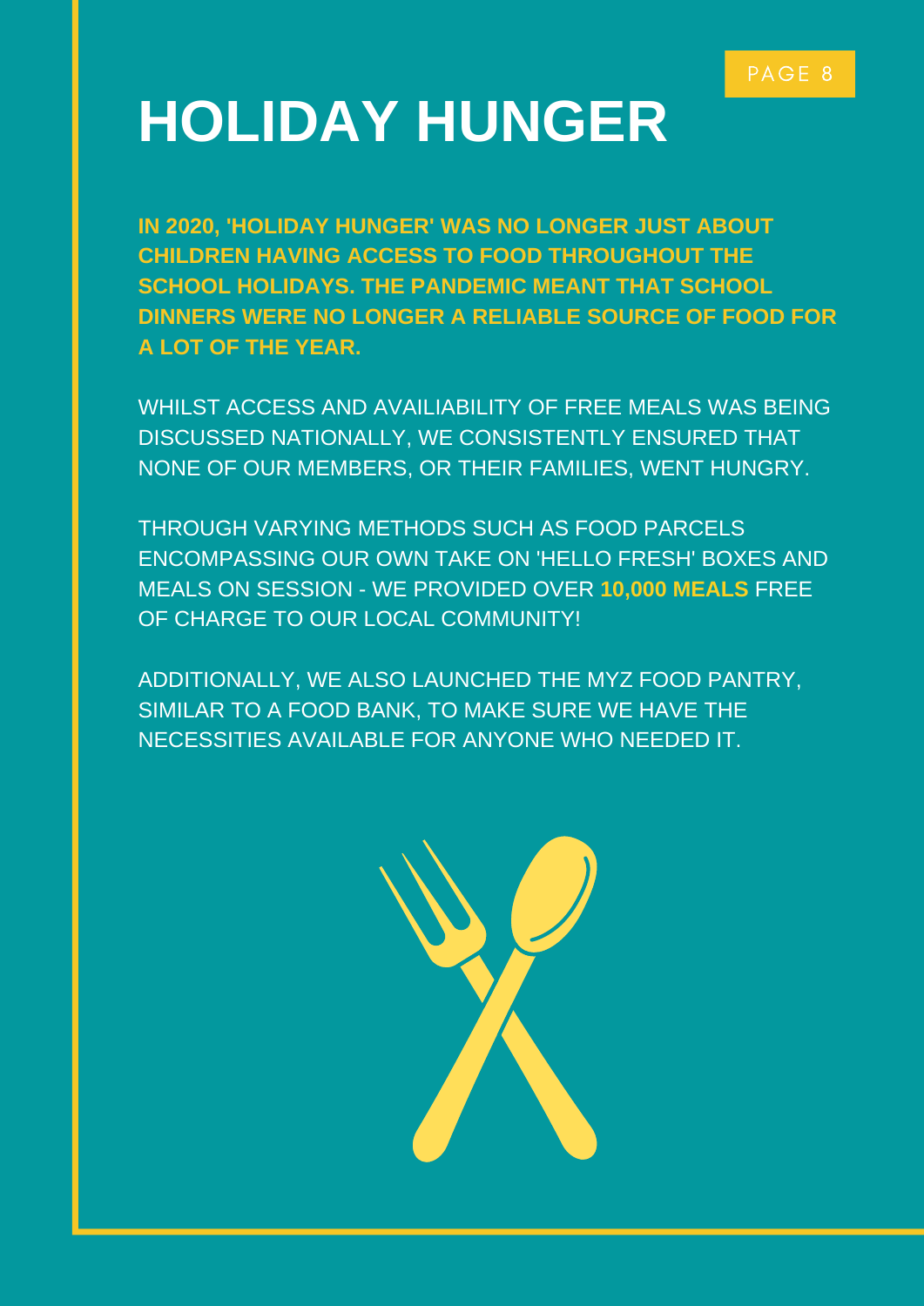# HOLIDAY HUNGER

**IN 2020, 'HOLIDAY HUNGER' WAS NO LONGER JUST ABOUT CHILDREN HAVING ACCESS TO FOOD THROUGHOUT THE SCHOOL HOLIDAYS. THE PANDEMIC MEANT THAT SCHOOL DINNERS WERE NO LONGER A RELIABLE SOURCE OF FOOD FOR A LOT OF THE YEAR.**

WHILST ACCESS AND AVAILIABILITY OF FREE MEALS WAS BEING DISCUSSED NATIONALLY, WE CONSISTENTLY ENSURED THAT NONE OF OUR MEMBERS, OR THEIR FAMILIES, WENT HUNGRY.

THROUGH VARYING METHODS SUCH AS FOOD PARCELS ENCOMPASSING OUR OWN TAKE ON 'HELLO FRESH' BOXES AND MEALS ON SESSION - WE PROVIDED OVER **10,000 MEALS** FREE OF CHARGE TO OUR LOCAL COMMUNITY!

ADDITIONALLY, WE ALSO LAUNCHED THE MYZ FOOD PANTRY, SIMILAR TO A FOOD BANK, TO MAKE SURE WE HAVE THE NECESSITIES AVAILABLE FOR ANYONE WHO NEEDED IT.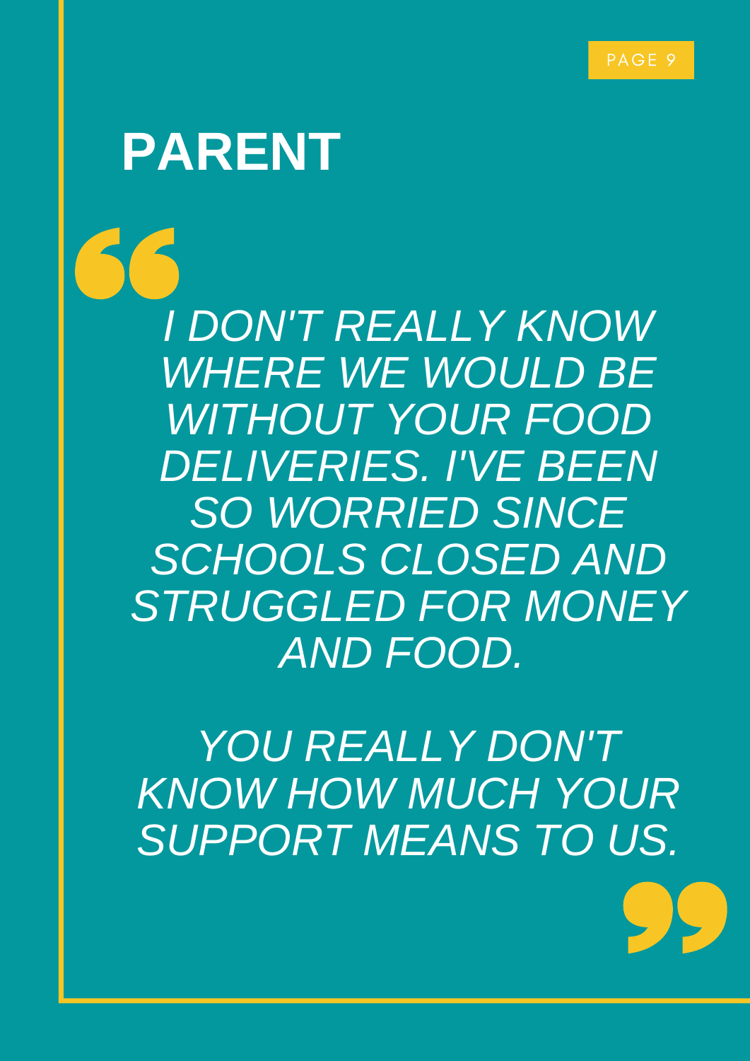# PARENT

*I DON'T REALLY KNOW WHERE WE WOULD BE WITHOUT YOUR FOOD DELIVERIES. I'VE BEEN SO WORRIED SINCE SCHOOLS CLOSED AND STRUGGLED FOR MONEY AND FOOD.*

*YOU REALLY DON'T KNOW HOW MUCH YOUR SUPPORT MEANS TO US.*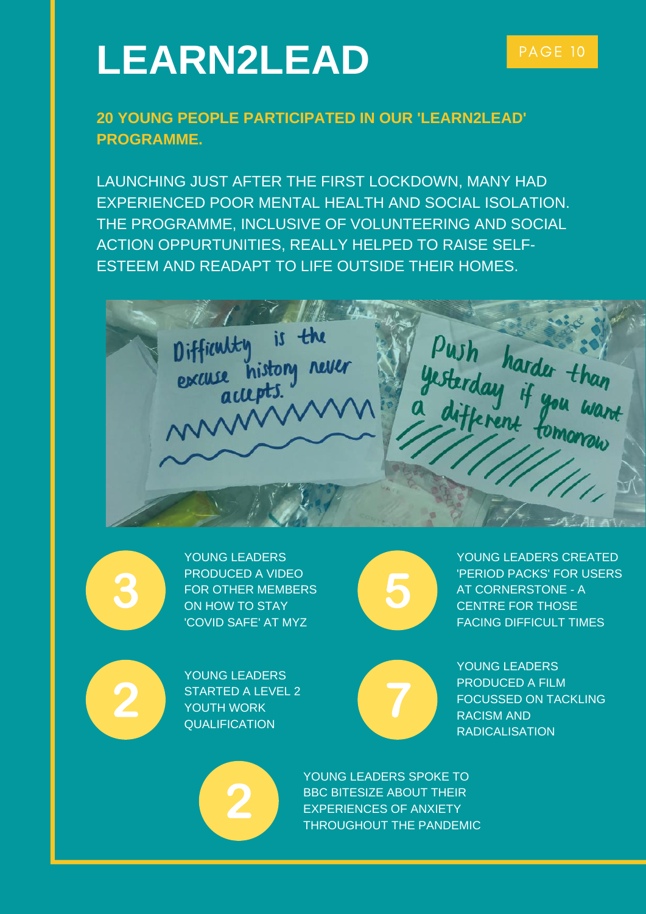# LEARN2LEAD

**20 YOUNG PEOPLE PARTICIPATED IN OUR 'LEARN2LEAD' PROGRAMME.**

LAUNCHING JUST AFTER THE FIRST LOCKDOWN, MANY HAD EXPERIENCED POOR MENTAL HEALTH AND SOCIAL ISOLATION. THE PROGRAMME, INCLUSIVE OF VOLUNTEERING AND SOCIAL ACTION OPPURTUNITIES, REALLY HELPED TO RAISE SELF-ESTEEM AND READAPT TO LIFE OUTSIDE THEIR HOMES.

**3** YOUNG LEADERS PRODUCED A VIDEO FOR OTHER MEMBERS ON HOW TO STAY 'COVID SAFE' AT MYZ

**5** YOUNG LEADERS CREATED 'PERIOD PACKS' FOR USERS AT CORNERSTONE - A CENTRE FOR THOSE FACING DIFFICULT TIMES

**2** YOUNG LEADERS STARTED A LEVEL 2 YOUTH WORK QUALIFICATION

**7** YOUNG LEADERS PRODUCED A FILM FOCUSSED ON TACKLING RACISM AND RADICALISATION

**2** YOUNG LEADERS SPOKE TO BBC BITESIZE ABOUT THEIR EXPERIENCES OF ANXIETY THROUGHOUT THE PANDEMIC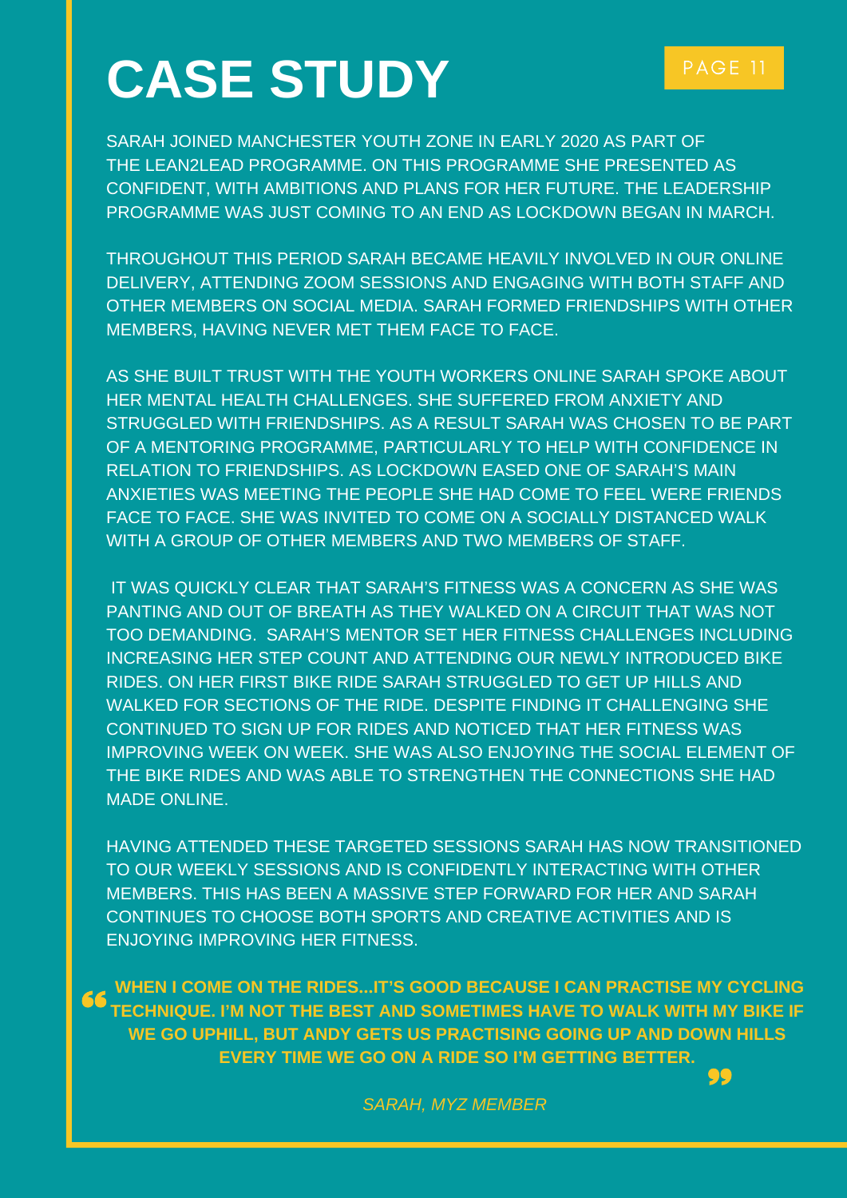# CASE STUDY

SARAH JOINED MANCHESTER YOUTH ZONE IN EARLY 2020 AS PART OF THE LEAN2LEAD PROGRAMME. ON THIS PROGRAMME SHE PRESENTED AS CONFIDENT, WITH AMBITIONS AND PLANS FOR HER FUTURE. THE LEADERSHIP PROGRAMME WAS JUST COMING TO AN END AS LOCKDOWN BEGAN IN MARCH.

THROUGHOUT THIS PERIOD SARAH BECAME HEAVILY INVOLVED IN OUR ONLINE DELIVERY, ATTENDING ZOOM SESSIONS AND ENGAGING WITH BOTH STAFF AND OTHER MEMBERS ON SOCIAL MEDIA. SARAH FORMED FRIENDSHIPS WITH OTHER MEMBERS, HAVING NEVER MET THEM FACE TO FACE.

AS SHE BUILT TRUST WITH THE YOUTH WORKERS ONLINE SARAH SPOKE ABOUT HER MENTAL HEALTH CHALLENGES. SHE SUFFERED FROM ANXIETY AND STRUGGLED WITH FRIENDSHIPS. AS A RESULT SARAH WAS CHOSEN TO BE PART OF A MENTORING PROGRAMME, PARTICULARLY TO HELP WITH CONFIDENCE IN RELATION TO FRIENDSHIPS. AS LOCKDOWN EASED ONE OF SARAH'S MAIN ANXIETIES WAS MEETING THE PEOPLE SHE HAD COME TO FEEL WERE FRIENDS FACE TO FACE. SHE WAS INVITED TO COME ON A SOCIALLY DISTANCED WALK WITH A GROUP OF OTHER MEMBERS AND TWO MEMBERS OF STAFF.

IT WAS QUICKLY CLEAR THAT SARAH'S FITNESS WAS A CONCERN AS SHE WAS PANTING AND OUT OF BREATH AS THEY WALKED ON A CIRCUIT THAT WAS NOT TOO DEMANDING. SARAH'S MENTOR SET HER FITNESS CHALLENGES INCLUDING INCREASING HER STEP COUNT AND ATTENDING OUR NEWLY INTRODUCED BIKE RIDES. ON HER FIRST BIKE RIDE SARAH STRUGGLED TO GET UP HILLS AND WALKED FOR SECTIONS OF THE RIDE. DESPITE FINDING IT CHALLENGING SHE CONTINUED TO SIGN UP FOR RIDES AND NOTICED THAT HER FITNESS WAS IMPROVING WEEK ON WEEK. SHE WAS ALSO ENJOYING THE SOCIAL ELEMENT OF THE BIKE RIDES AND WAS ABLE TO STRENGTHEN THE CONNECTIONS SHE HAD MADE ONLINE.

HAVING ATTENDED THESE TARGETED SESSIONS SARAH HAS NOW TRANSITIONED TO OUR WEEKLY SESSIONS AND IS CONFIDENTLY INTERACTING WITH OTHER MEMBERS. THIS HAS BEEN A MASSIVE STEP FORWARD FOR HER AND SARAH CONTINUES TO CHOOSE BOTH SPORTS AND CREATIVE ACTIVITIES AND IS ENJOYING IMPROVING HER FITNESS.

> **"WHEN I COME ON THE RIDES...IT'S GOOD BECAUSE I CAN PRACTISE MY CYCLING TECHNIQUE. I'M NOT THE BEST AND SOMETIMES HAVE TO WALK WITH MY BIKE IF WE GO UPHILL, BUT ANDY GETS US PRACTISING GOING UP AND DOWN HILLS EVERY TIME WE GO ON A RIDE SO I'M GETTING BETTER."**
>
> *SARAH, MYZ MEMBER*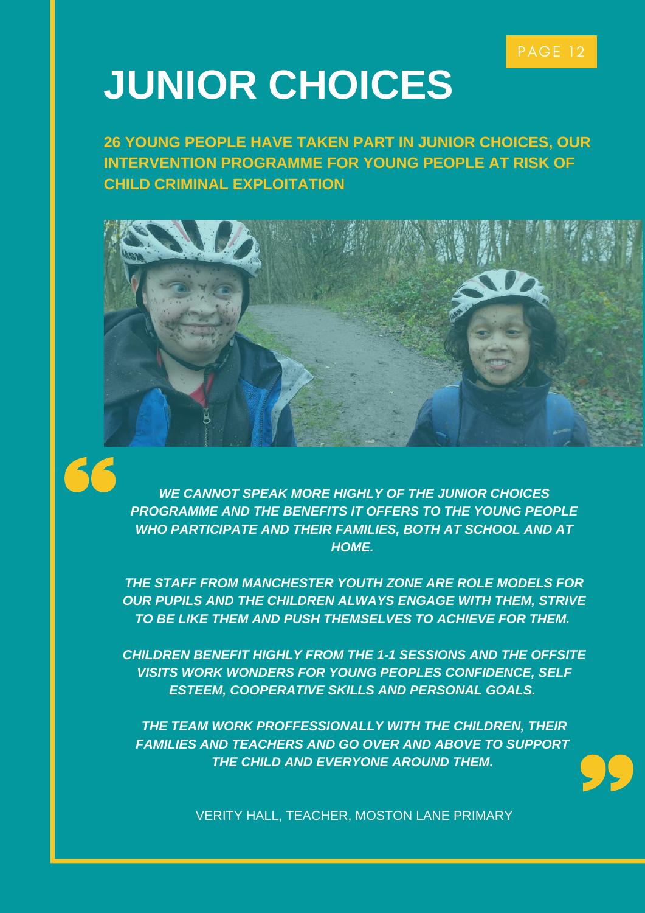# JUNIOR CHOICES

**26 YOUNG PEOPLE HAVE TAKEN PART IN JUNIOR CHOICES, OUR INTERVENTION PROGRAMME FOR YOUNG PEOPLE AT RISK OF CHILD CRIMINAL EXPLOITATION**

> ***WE CANNOT SPEAK MORE HIGHLY OF THE JUNIOR CHOICES PROGRAMME AND THE BENEFITS IT OFFERS TO THE YOUNG PEOPLE WHO PARTICIPATE AND THEIR FAMILIES, BOTH AT SCHOOL AND AT HOME.***
>
> ***THE STAFF FROM MANCHESTER YOUTH ZONE ARE ROLE MODELS FOR OUR PUPILS AND THE CHILDREN ALWAYS ENGAGE WITH THEM, STRIVE TO BE LIKE THEM AND PUSH THEMSELVES TO ACHIEVE FOR THEM.***
>
> ***CHILDREN BENEFIT HIGHLY FROM THE 1-1 SESSIONS AND THE OFFSITE VISITS WORK WONDERS FOR YOUNG PEOPLES CONFIDENCE, SELF ESTEEM, COOPERATIVE SKILLS AND PERSONAL GOALS.***
>
> ***THE TEAM WORK PROFFESSIONALLY WITH THE CHILDREN, THEIR FAMILIES AND TEACHERS AND GO OVER AND ABOVE TO SUPPORT THE CHILD AND EVERYONE AROUND THEM.***

VERITY HALL, TEACHER, MOSTON LANE PRIMARY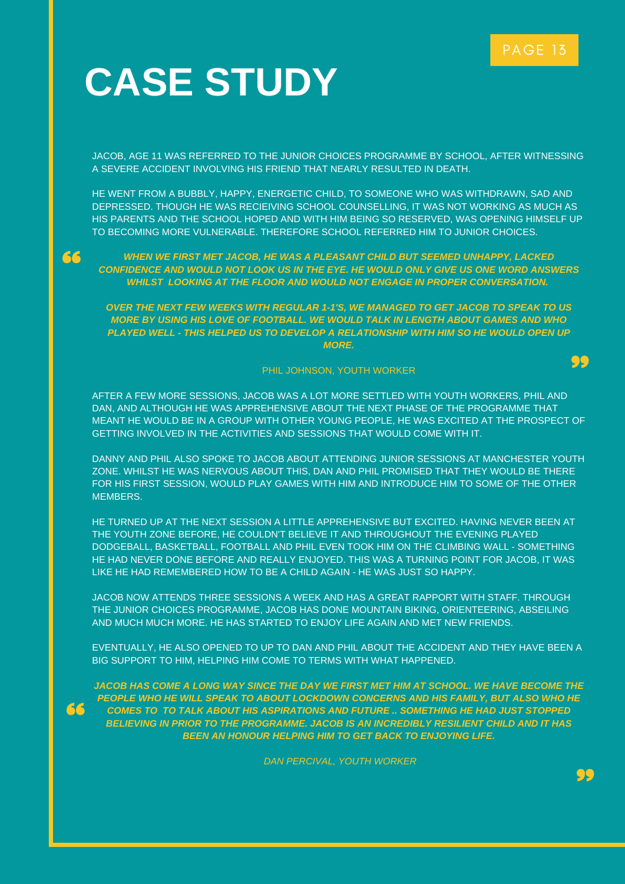# CASE STUDY

JACOB, AGE 11 WAS REFERRED TO THE JUNIOR CHOICES PROGRAMME BY SCHOOL, AFTER WITNESSING A SEVERE ACCIDENT INVOLVING HIS FRIEND THAT NEARLY RESULTED IN DEATH.

HE WENT FROM A BUBBLY, HAPPY, ENERGETIC CHILD, TO SOMEONE WHO WAS WITHDRAWN, SAD AND DEPRESSED. THOUGH HE WAS RECIEIVING SCHOOL COUNSELLING, IT WAS NOT WORKING AS MUCH AS HIS PARENTS AND THE SCHOOL HOPED AND WITH HIM BEING SO RESERVED, WAS OPENING HIMSELF UP TO BECOMING MORE VULNERABLE. THEREFORE SCHOOL REFERRED HIM TO JUNIOR CHOICES.

> ***WHEN WE FIRST MET JACOB, HE WAS A PLEASANT CHILD BUT SEEMED UNHAPPY, LACKED CONFIDENCE AND WOULD NOT LOOK US IN THE EYE. HE WOULD ONLY GIVE US ONE WORD ANSWERS WHILST LOOKING AT THE FLOOR AND WOULD NOT ENGAGE IN PROPER CONVERSATION.***
>
> ***OVER THE NEXT FEW WEEKS WITH REGULAR 1-1'S, WE MANAGED TO GET JACOB TO SPEAK TO US MORE BY USING HIS LOVE OF FOOTBALL. WE WOULD TALK IN LENGTH ABOUT GAMES AND WHO PLAYED WELL - THIS HELPED US TO DEVELOP A RELATIONSHIP WITH HIM SO HE WOULD OPEN UP MORE.***
>
> PHIL JOHNSON, YOUTH WORKER

AFTER A FEW MORE SESSIONS, JACOB WAS A LOT MORE SETTLED WITH YOUTH WORKERS, PHIL AND DAN, AND ALTHOUGH HE WAS APPREHENSIVE ABOUT THE NEXT PHASE OF THE PROGRAMME THAT MEANT HE WOULD BE IN A GROUP WITH OTHER YOUNG PEOPLE, HE WAS EXCITED AT THE PROSPECT OF GETTING INVOLVED IN THE ACTIVITIES AND SESSIONS THAT WOULD COME WITH IT.

DANNY AND PHIL ALSO SPOKE TO JACOB ABOUT ATTENDING JUNIOR SESSIONS AT MANCHESTER YOUTH ZONE. WHILST HE WAS NERVOUS ABOUT THIS, DAN AND PHIL PROMISED THAT THEY WOULD BE THERE FOR HIS FIRST SESSION, WOULD PLAY GAMES WITH HIM AND INTRODUCE HIM TO SOME OF THE OTHER MEMBERS.

HE TURNED UP AT THE NEXT SESSION A LITTLE APPREHENSIVE BUT EXCITED. HAVING NEVER BEEN AT THE YOUTH ZONE BEFORE, HE COULDN'T BELIEVE IT AND THROUGHOUT THE EVENING PLAYED DODGEBALL, BASKETBALL, FOOTBALL AND PHIL EVEN TOOK HIM ON THE CLIMBING WALL - SOMETHING HE HAD NEVER DONE BEFORE AND REALLY ENJOYED. THIS WAS A TURNING POINT FOR JACOB, IT WAS LIKE HE HAD REMEMBERED HOW TO BE A CHILD AGAIN - HE WAS JUST SO HAPPY.

JACOB NOW ATTENDS THREE SESSIONS A WEEK AND HAS A GREAT RAPPORT WITH STAFF. THROUGH THE JUNIOR CHOICES PROGRAMME, JACOB HAS DONE MOUNTAIN BIKING, ORIENTEERING, ABSEILING AND MUCH MUCH MORE. HE HAS STARTED TO ENJOY LIFE AGAIN AND MET NEW FRIENDS.

EVENTUALLY, HE ALSO OPENED TO UP TO DAN AND PHIL ABOUT THE ACCIDENT AND THEY HAVE BEEN A BIG SUPPORT TO HIM, HELPING HIM COME TO TERMS WITH WHAT HAPPENED.

> ***JACOB HAS COME A LONG WAY SINCE THE DAY WE FIRST MET HIM AT SCHOOL. WE HAVE BECOME THE PEOPLE WHO HE WILL SPEAK TO ABOUT LOCKDOWN CONCERNS AND HIS FAMILY, BUT ALSO WHO HE COMES TO TO TALK ABOUT HIS ASPIRATIONS AND FUTURE .. SOMETHING HE HAD JUST STOPPED BELIEVING IN PRIOR TO THE PROGRAMME. JACOB IS AN INCREDIBLY RESILIENT CHILD AND IT HAS BEEN AN HONOUR HELPING HIM TO GET BACK TO ENJOYING LIFE.***
>
> *DAN PERCIVAL, YOUTH WORKER*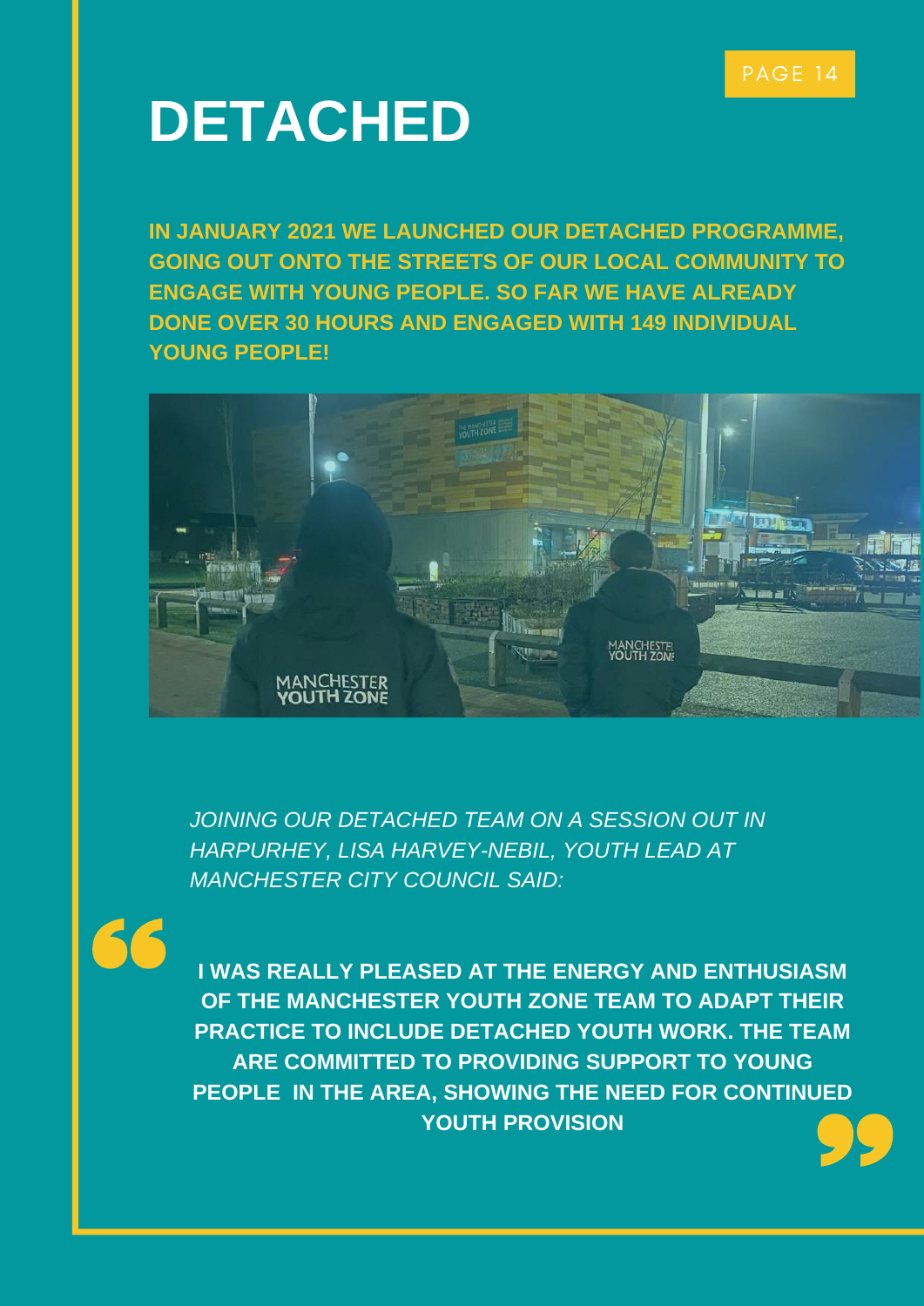# DETACHED

**IN JANUARY 2021 WE LAUNCHED OUR DETACHED PROGRAMME, GOING OUT ONTO THE STREETS OF OUR LOCAL COMMUNITY TO ENGAGE WITH YOUNG PEOPLE. SO FAR WE HAVE ALREADY DONE OVER 30 HOURS AND ENGAGED WITH 149 INDIVIDUAL YOUNG PEOPLE!**

*JOINING OUR DETACHED TEAM ON A SESSION OUT IN HARPURHEY, LISA HARVEY-NEBIL, YOUTH LEAD AT MANCHESTER CITY COUNCIL SAID:*

> **I WAS REALLY PLEASED AT THE ENERGY AND ENTHUSIASM OF THE MANCHESTER YOUTH ZONE TEAM TO ADAPT THEIR PRACTICE TO INCLUDE DETACHED YOUTH WORK. THE TEAM ARE COMMITTED TO PROVIDING SUPPORT TO YOUNG PEOPLE IN THE AREA, SHOWING THE NEED FOR CONTINUED YOUTH PROVISION**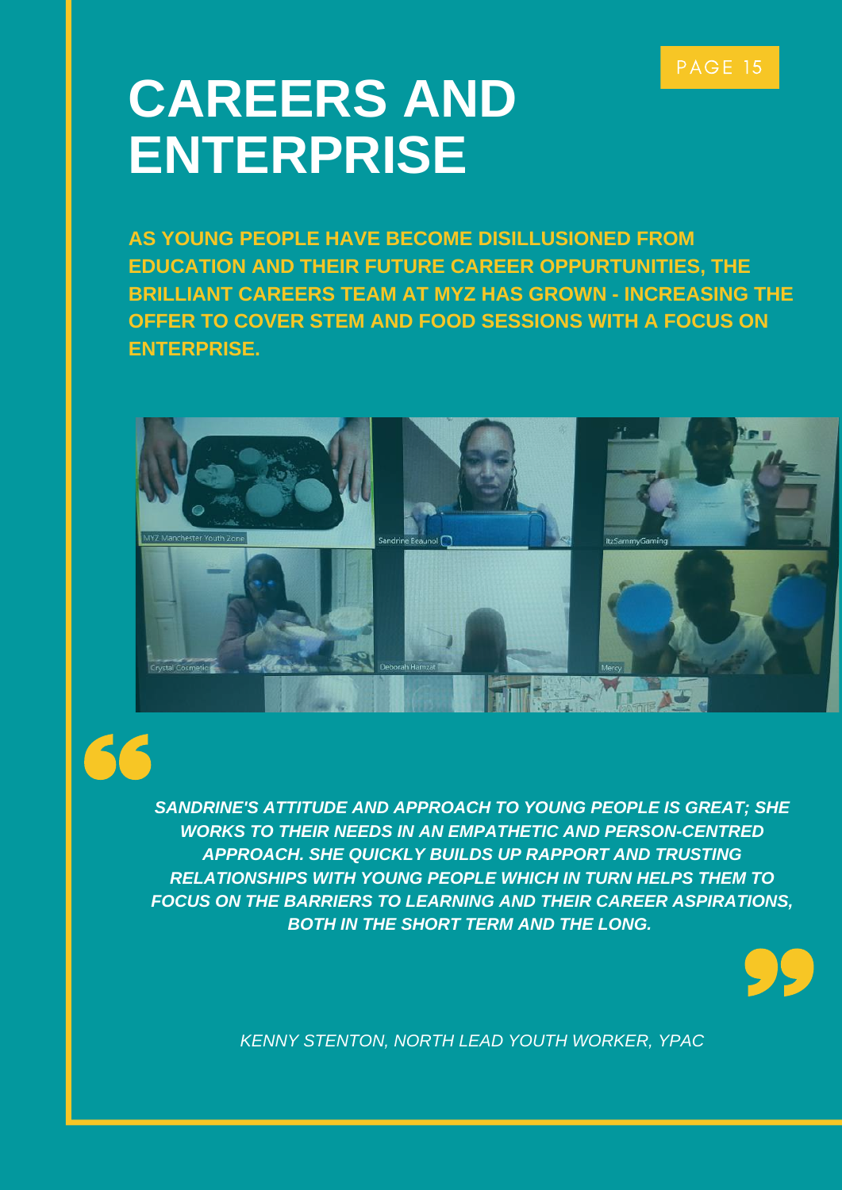# CAREERS AND ENTERPRISE

**AS YOUNG PEOPLE HAVE BECOME DISILLUSIONED FROM EDUCATION AND THEIR FUTURE CAREER OPPURTUNITIES, THE BRILLIANT CAREERS TEAM AT MYZ HAS GROWN - INCREASING THE OFFER TO COVER STEM AND FOOD SESSIONS WITH A FOCUS ON ENTERPRISE.**

***SANDRINE'S ATTITUDE AND APPROACH TO YOUNG PEOPLE IS GREAT; SHE WORKS TO THEIR NEEDS IN AN EMPATHETIC AND PERSON-CENTRED APPROACH. SHE QUICKLY BUILDS UP RAPPORT AND TRUSTING RELATIONSHIPS WITH YOUNG PEOPLE WHICH IN TURN HELPS THEM TO FOCUS ON THE BARRIERS TO LEARNING AND THEIR CAREER ASPIRATIONS, BOTH IN THE SHORT TERM AND THE LONG.***

*KENNY STENTON, NORTH LEAD YOUTH WORKER, YPAC*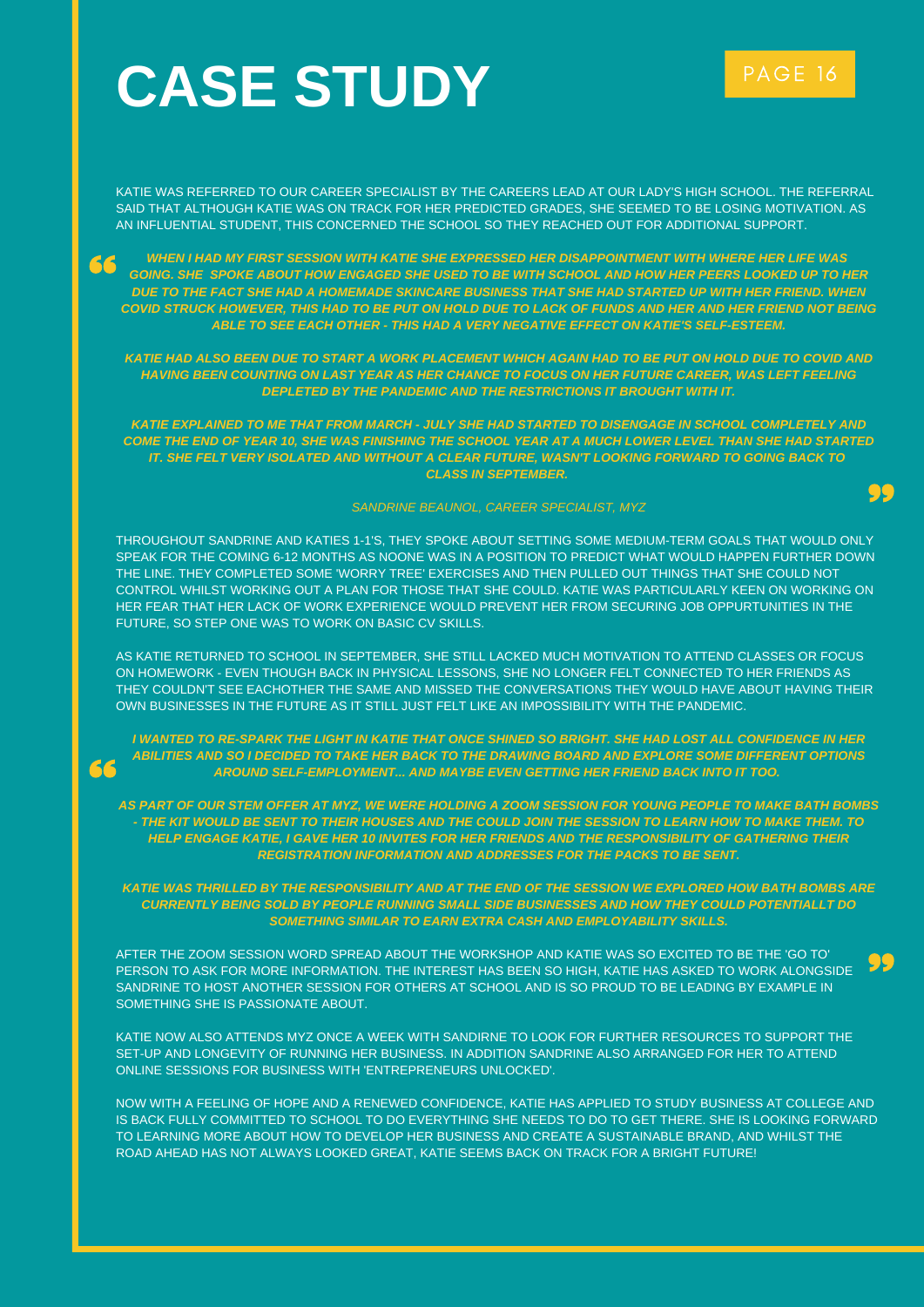# CASE STUDY

KATIE WAS REFERRED TO OUR CAREER SPECIALIST BY THE CAREERS LEAD AT OUR LADY'S HIGH SCHOOL. THE REFERRAL SAID THAT ALTHOUGH KATIE WAS ON TRACK FOR HER PREDICTED GRADES, SHE SEEMED TO BE LOSING MOTIVATION. AS AN INFLUENTIAL STUDENT, THIS CONCERNED THE SCHOOL SO THEY REACHED OUT FOR ADDITIONAL SUPPORT.

> ***WHEN I HAD MY FIRST SESSION WITH KATIE SHE EXPRESSED HER DISAPPOINTMENT WITH WHERE HER LIFE WAS GOING. SHE SPOKE ABOUT HOW ENGAGED SHE USED TO BE WITH SCHOOL AND HOW HER PEERS LOOKED UP TO HER DUE TO THE FACT SHE HAD A HOMEMADE SKINCARE BUSINESS THAT SHE HAD STARTED UP WITH HER FRIEND. WHEN COVID STRUCK HOWEVER, THIS HAD TO BE PUT ON HOLD DUE TO LACK OF FUNDS AND HER AND HER FRIEND NOT BEING ABLE TO SEE EACH OTHER - THIS HAD A VERY NEGATIVE EFFECT ON KATIE'S SELF-ESTEEM.***
>
> ***KATIE HAD ALSO BEEN DUE TO START A WORK PLACEMENT WHICH AGAIN HAD TO BE PUT ON HOLD DUE TO COVID AND HAVING BEEN COUNTING ON LAST YEAR AS HER CHANCE TO FOCUS ON HER FUTURE CAREER, WAS LEFT FEELING DEPLETED BY THE PANDEMIC AND THE RESTRICTIONS IT BROUGHT WITH IT.***
>
> ***KATIE EXPLAINED TO ME THAT FROM MARCH - JULY SHE HAD STARTED TO DISENGAGE IN SCHOOL COMPLETELY AND COME THE END OF YEAR 10, SHE WAS FINISHING THE SCHOOL YEAR AT A MUCH LOWER LEVEL THAN SHE HAD STARTED IT. SHE FELT VERY ISOLATED AND WITHOUT A CLEAR FUTURE, WASN'T LOOKING FORWARD TO GOING BACK TO CLASS IN SEPTEMBER.***
>
> *SANDRINE BEAUNOL, CAREER SPECIALIST, MYZ*

THROUGHOUT SANDRINE AND KATIES 1-1'S, THEY SPOKE ABOUT SETTING SOME MEDIUM-TERM GOALS THAT WOULD ONLY SPEAK FOR THE COMING 6-12 MONTHS AS NOONE WAS IN A POSITION TO PREDICT WHAT WOULD HAPPEN FURTHER DOWN THE LINE. THEY COMPLETED SOME 'WORRY TREE' EXERCISES AND THEN PULLED OUT THINGS THAT SHE COULD NOT CONTROL WHILST WORKING OUT A PLAN FOR THOSE THAT SHE COULD. KATIE WAS PARTICULARLY KEEN ON WORKING ON HER FEAR THAT HER LACK OF WORK EXPERIENCE WOULD PREVENT HER FROM SECURING JOB OPPURTUNITIES IN THE FUTURE, SO STEP ONE WAS TO WORK ON BASIC CV SKILLS.

AS KATIE RETURNED TO SCHOOL IN SEPTEMBER, SHE STILL LACKED MUCH MOTIVATION TO ATTEND CLASSES OR FOCUS ON HOMEWORK - EVEN THOUGH BACK IN PHYSICAL LESSONS, SHE NO LONGER FELT CONNECTED TO HER FRIENDS AS THEY COULDN'T SEE EACHOTHER THE SAME AND MISSED THE CONVERSATIONS THEY WOULD HAVE ABOUT HAVING THEIR OWN BUSINESSES IN THE FUTURE AS IT STILL JUST FELT LIKE AN IMPOSSIBILITY WITH THE PANDEMIC.

> ***I WANTED TO RE-SPARK THE LIGHT IN KATIE THAT ONCE SHINED SO BRIGHT. SHE HAD LOST ALL CONFIDENCE IN HER ABILITIES AND SO I DECIDED TO TAKE HER BACK TO THE DRAWING BOARD AND EXPLORE SOME DIFFERENT OPTIONS AROUND SELF-EMPLOYMENT... AND MAYBE EVEN GETTING HER FRIEND BACK INTO IT TOO.***
>
> ***AS PART OF OUR STEM OFFER AT MYZ, WE WERE HOLDING A ZOOM SESSION FOR YOUNG PEOPLE TO MAKE BATH BOMBS - THE KIT WOULD BE SENT TO THEIR HOUSES AND THE COULD JOIN THE SESSION TO LEARN HOW TO MAKE THEM. TO HELP ENGAGE KATIE, I GAVE HER 10 INVITES FOR HER FRIENDS AND THE RESPONSIBILITY OF GATHERING THEIR REGISTRATION INFORMATION AND ADDRESSES FOR THE PACKS TO BE SENT.***
>
> ***KATIE WAS THRILLED BY THE RESPONSIBILITY AND AT THE END OF THE SESSION WE EXPLORED HOW BATH BOMBS ARE CURRENTLY BEING SOLD BY PEOPLE RUNNING SMALL SIDE BUSINESSES AND HOW THEY COULD POTENTIALLT DO SOMETHING SIMILAR TO EARN EXTRA CASH AND EMPLOYABILITY SKILLS.***

AFTER THE ZOOM SESSION WORD SPREAD ABOUT THE WORKSHOP AND KATIE WAS SO EXCITED TO BE THE 'GO TO' PERSON TO ASK FOR MORE INFORMATION. THE INTEREST HAS BEEN SO HIGH, KATIE HAS ASKED TO WORK ALONGSIDE SANDRINE TO HOST ANOTHER SESSION FOR OTHERS AT SCHOOL AND IS SO PROUD TO BE LEADING BY EXAMPLE IN SOMETHING SHE IS PASSIONATE ABOUT.

KATIE NOW ALSO ATTENDS MYZ ONCE A WEEK WITH SANDIRNE TO LOOK FOR FURTHER RESOURCES TO SUPPORT THE SET-UP AND LONGEVITY OF RUNNING HER BUSINESS. IN ADDITION SANDRINE ALSO ARRANGED FOR HER TO ATTEND ONLINE SESSIONS FOR BUSINESS WITH 'ENTREPRENEURS UNLOCKED'.

NOW WITH A FEELING OF HOPE AND A RENEWED CONFIDENCE, KATIE HAS APPLIED TO STUDY BUSINESS AT COLLEGE AND IS BACK FULLY COMMITTED TO SCHOOL TO DO EVERYTHING SHE NEEDS TO DO TO GET THERE. SHE IS LOOKING FORWARD TO LEARNING MORE ABOUT HOW TO DEVELOP HER BUSINESS AND CREATE A SUSTAINABLE BRAND, AND WHILST THE ROAD AHEAD HAS NOT ALWAYS LOOKED GREAT, KATIE SEEMS BACK ON TRACK FOR A BRIGHT FUTURE!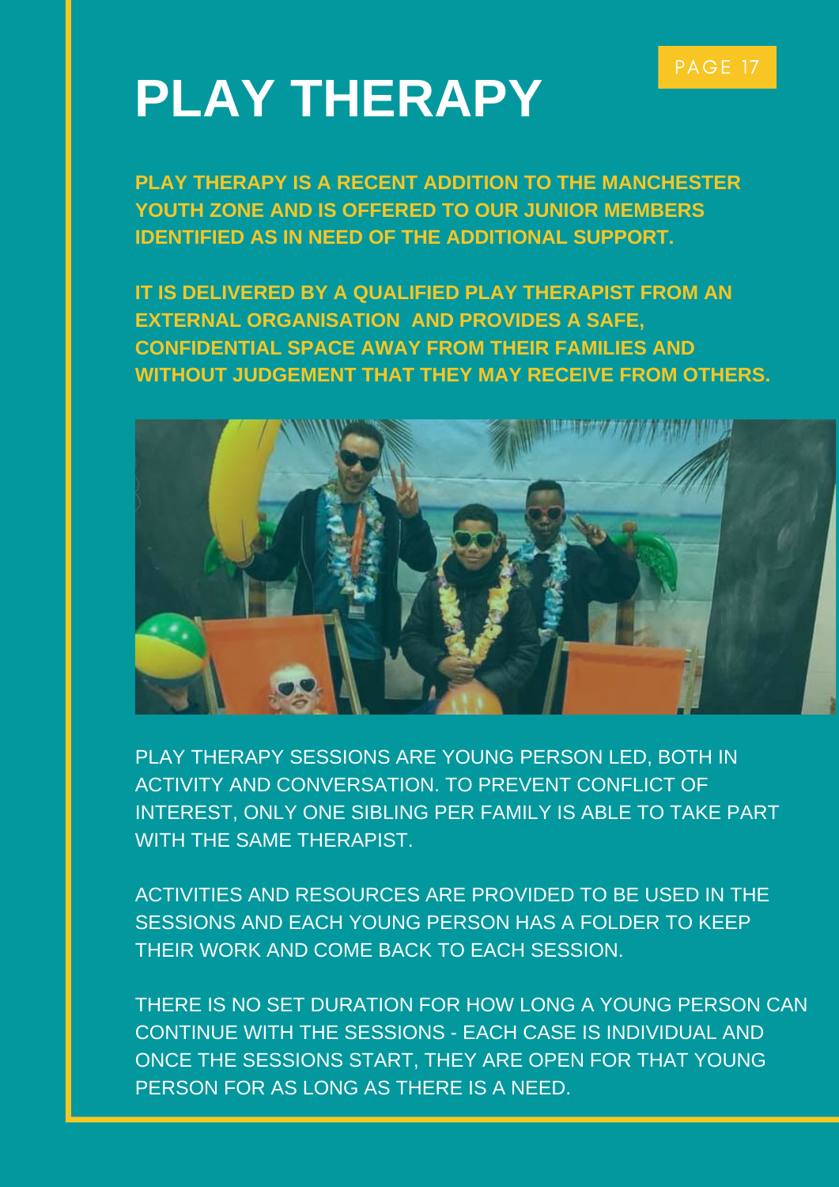# PLAY THERAPY

**PLAY THERAPY IS A RECENT ADDITION TO THE MANCHESTER YOUTH ZONE AND IS OFFERED TO OUR JUNIOR MEMBERS IDENTIFIED AS IN NEED OF THE ADDITIONAL SUPPORT.**

**IT IS DELIVERED BY A QUALIFIED PLAY THERAPIST FROM AN EXTERNAL ORGANISATION AND PROVIDES A SAFE, CONFIDENTIAL SPACE AWAY FROM THEIR FAMILIES AND WITHOUT JUDGEMENT THAT THEY MAY RECEIVE FROM OTHERS.**

PLAY THERAPY SESSIONS ARE YOUNG PERSON LED, BOTH IN ACTIVITY AND CONVERSATION. TO PREVENT CONFLICT OF INTEREST, ONLY ONE SIBLING PER FAMILY IS ABLE TO TAKE PART WITH THE SAME THERAPIST.

ACTIVITIES AND RESOURCES ARE PROVIDED TO BE USED IN THE SESSIONS AND EACH YOUNG PERSON HAS A FOLDER TO KEEP THEIR WORK AND COME BACK TO EACH SESSION.

THERE IS NO SET DURATION FOR HOW LONG A YOUNG PERSON CAN CONTINUE WITH THE SESSIONS - EACH CASE IS INDIVIDUAL AND ONCE THE SESSIONS START, THEY ARE OPEN FOR THAT YOUNG PERSON FOR AS LONG AS THERE IS A NEED.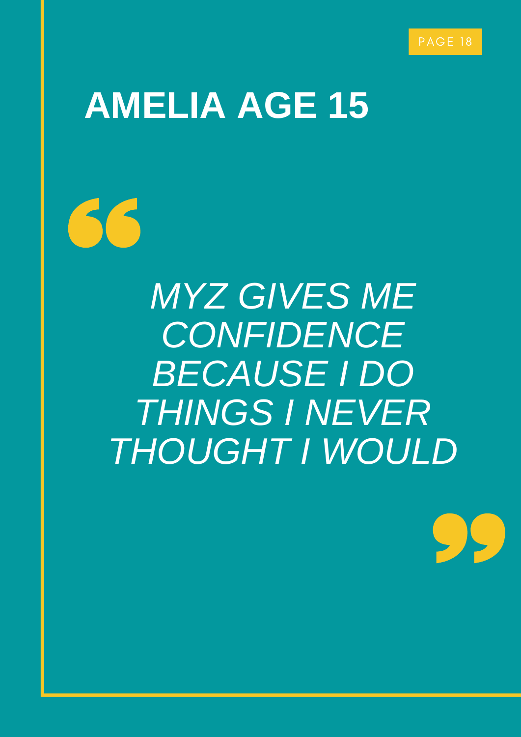# AMELIA AGE 15

> *MYZ GIVES ME CONFIDENCE BECAUSE I DO THINGS I NEVER THOUGHT I WOULD*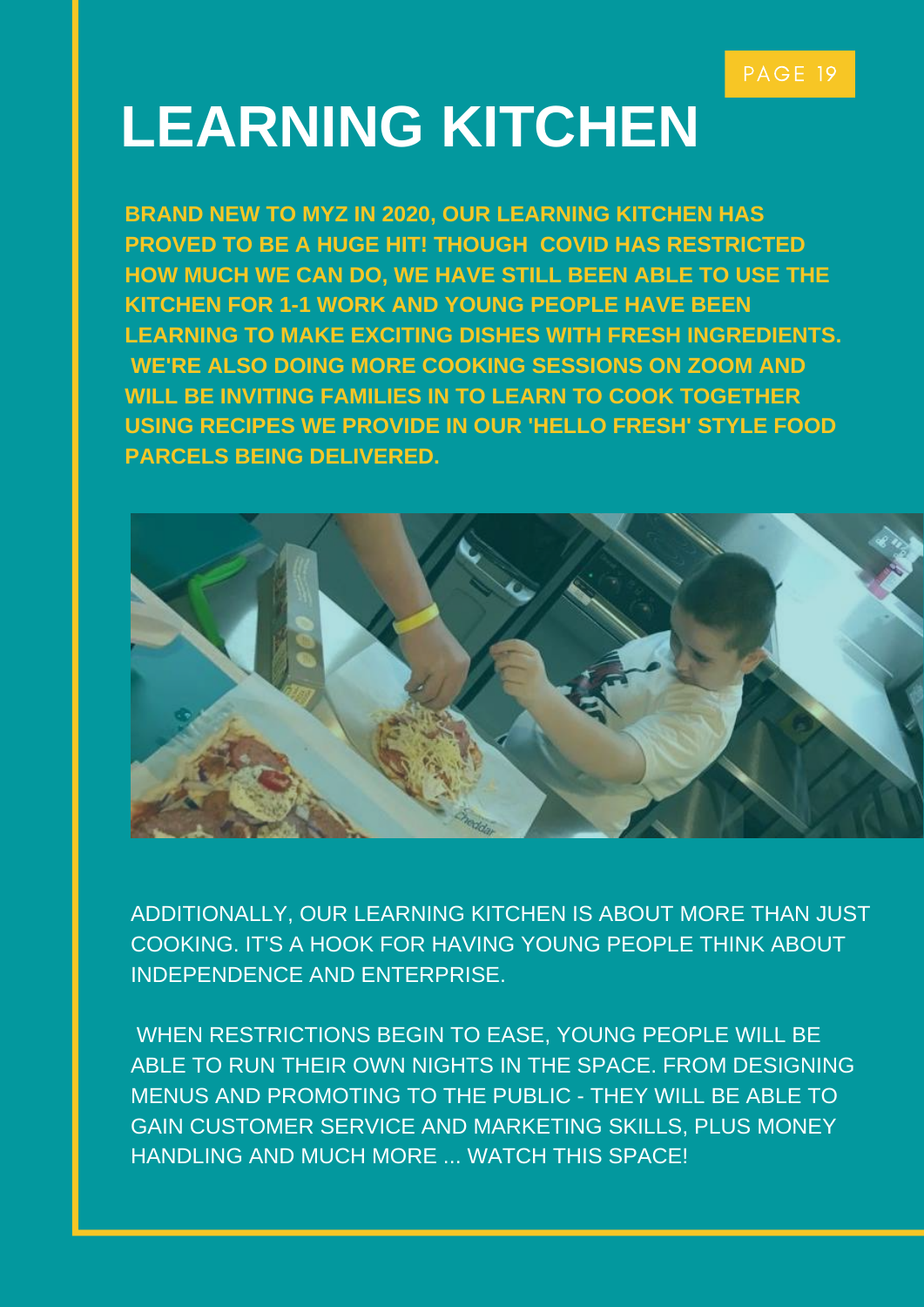# LEARNING KITCHEN

**BRAND NEW TO MYZ IN 2020, OUR LEARNING KITCHEN HAS PROVED TO BE A HUGE HIT! THOUGH COVID HAS RESTRICTED HOW MUCH WE CAN DO, WE HAVE STILL BEEN ABLE TO USE THE KITCHEN FOR 1-1 WORK AND YOUNG PEOPLE HAVE BEEN LEARNING TO MAKE EXCITING DISHES WITH FRESH INGREDIENTS. WE'RE ALSO DOING MORE COOKING SESSIONS ON ZOOM AND WILL BE INVITING FAMILIES IN TO LEARN TO COOK TOGETHER USING RECIPES WE PROVIDE IN OUR 'HELLO FRESH' STYLE FOOD PARCELS BEING DELIVERED.**

ADDITIONALLY, OUR LEARNING KITCHEN IS ABOUT MORE THAN JUST COOKING. IT'S A HOOK FOR HAVING YOUNG PEOPLE THINK ABOUT INDEPENDENCE AND ENTERPRISE.

WHEN RESTRICTIONS BEGIN TO EASE, YOUNG PEOPLE WILL BE ABLE TO RUN THEIR OWN NIGHTS IN THE SPACE. FROM DESIGNING MENUS AND PROMOTING TO THE PUBLIC - THEY WILL BE ABLE TO GAIN CUSTOMER SERVICE AND MARKETING SKILLS, PLUS MONEY HANDLING AND MUCH MORE ... WATCH THIS SPACE!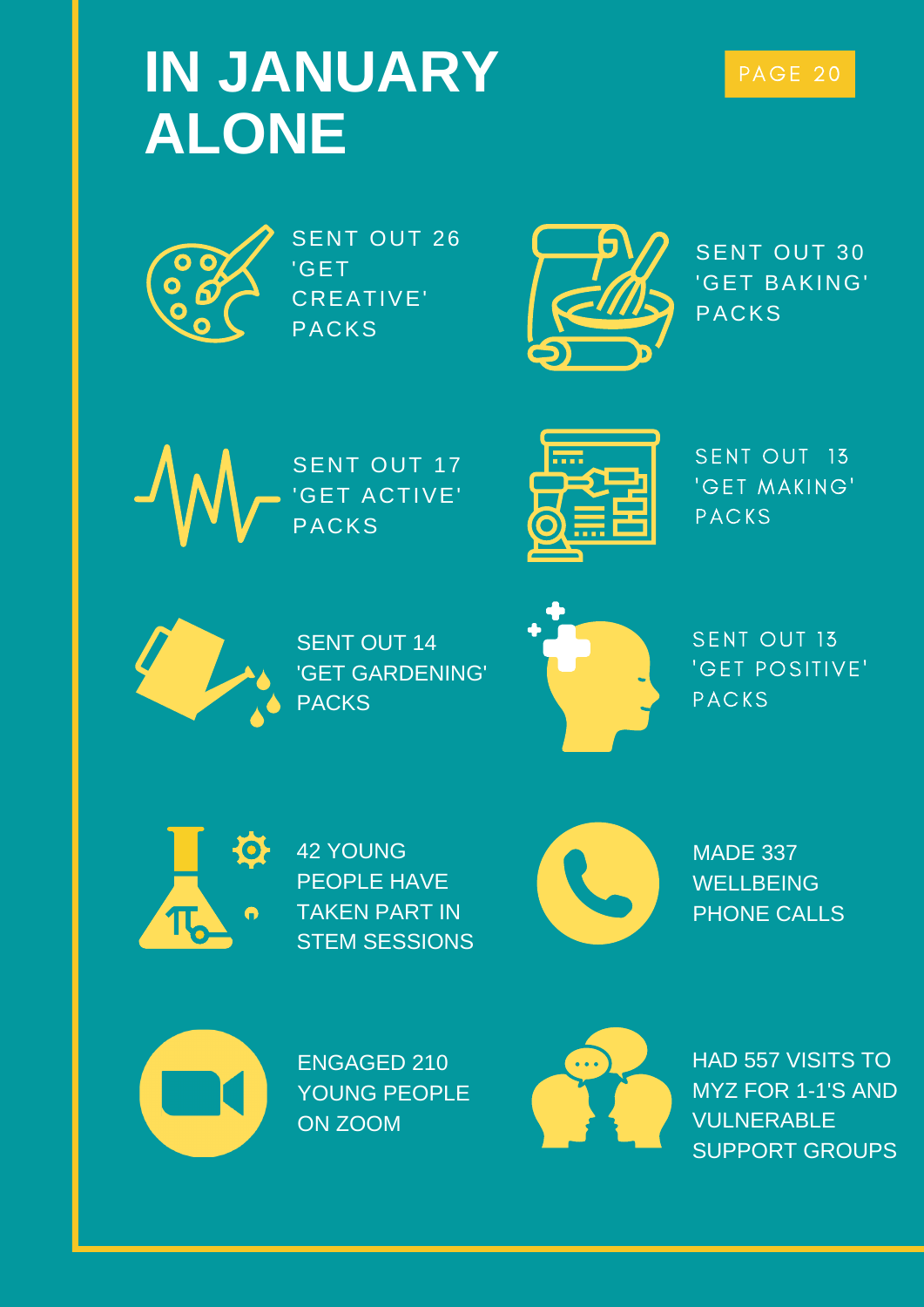# IN JANUARY ALONE

- SENT OUT 26 'GET CREATIVE' PACKS
- SENT OUT 30 'GET BAKING' PACKS
- SENT OUT 17 'GET ACTIVE' PACKS
- SENT OUT 13 'GET MAKING' PACKS
- SENT OUT 14 'GET GARDENING' PACKS
- SENT OUT 13 'GET POSITIVE' PACKS
- 42 YOUNG PEOPLE HAVE TAKEN PART IN STEM SESSIONS
- MADE 337 WELLBEING PHONE CALLS
- ENGAGED 210 YOUNG PEOPLE ON ZOOM
- HAD 557 VISITS TO MYZ FOR 1-1'S AND VULNERABLE SUPPORT GROUPS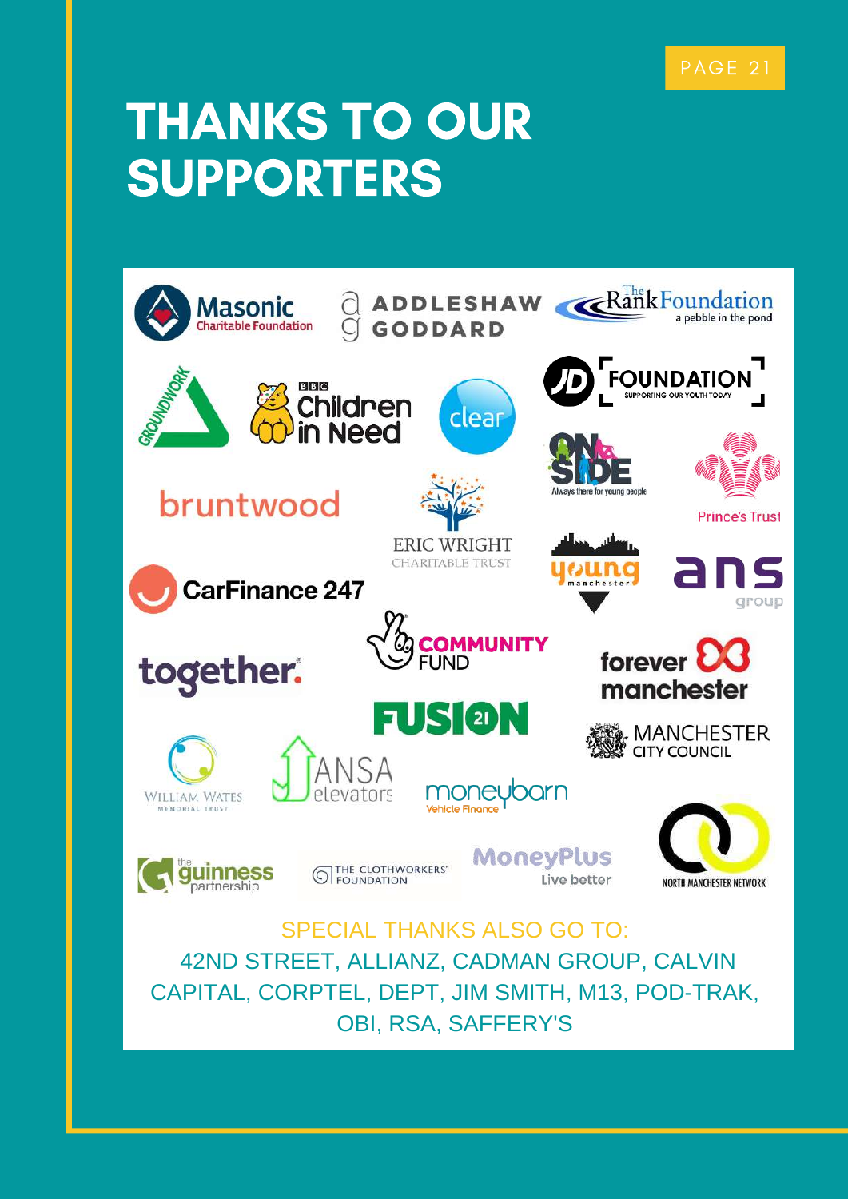# THANKS TO OUR SUPPORTERS

Masonic Charitable Foundation

ADDLESHAW GODDARD

The Rank Foundation — a pebble in the pond

Groundwork

BBC Children in Need

clear

JD Foundation — Supporting our youth today

OnSide — Always there for young people

Prince's Trust

bruntwood

Eric Wright Charitable Trust

young manchester

CarFinance 247

ans group

together.

Community Fund

forever manchester

FUSION 21

Manchester City Council

William Wates Memorial Trust

ANSA elevators

moneybarn Vehicle Finance

the guinness partnership

The Clothworkers' Foundation

MoneyPlus — Live better

North Manchester Network

SPECIAL THANKS ALSO GO TO:

42ND STREET, ALLIANZ, CADMAN GROUP, CALVIN CAPITAL, CORPTEL, DEPT, JIM SMITH, M13, POD-TRAK, OBI, RSA, SAFFERY'S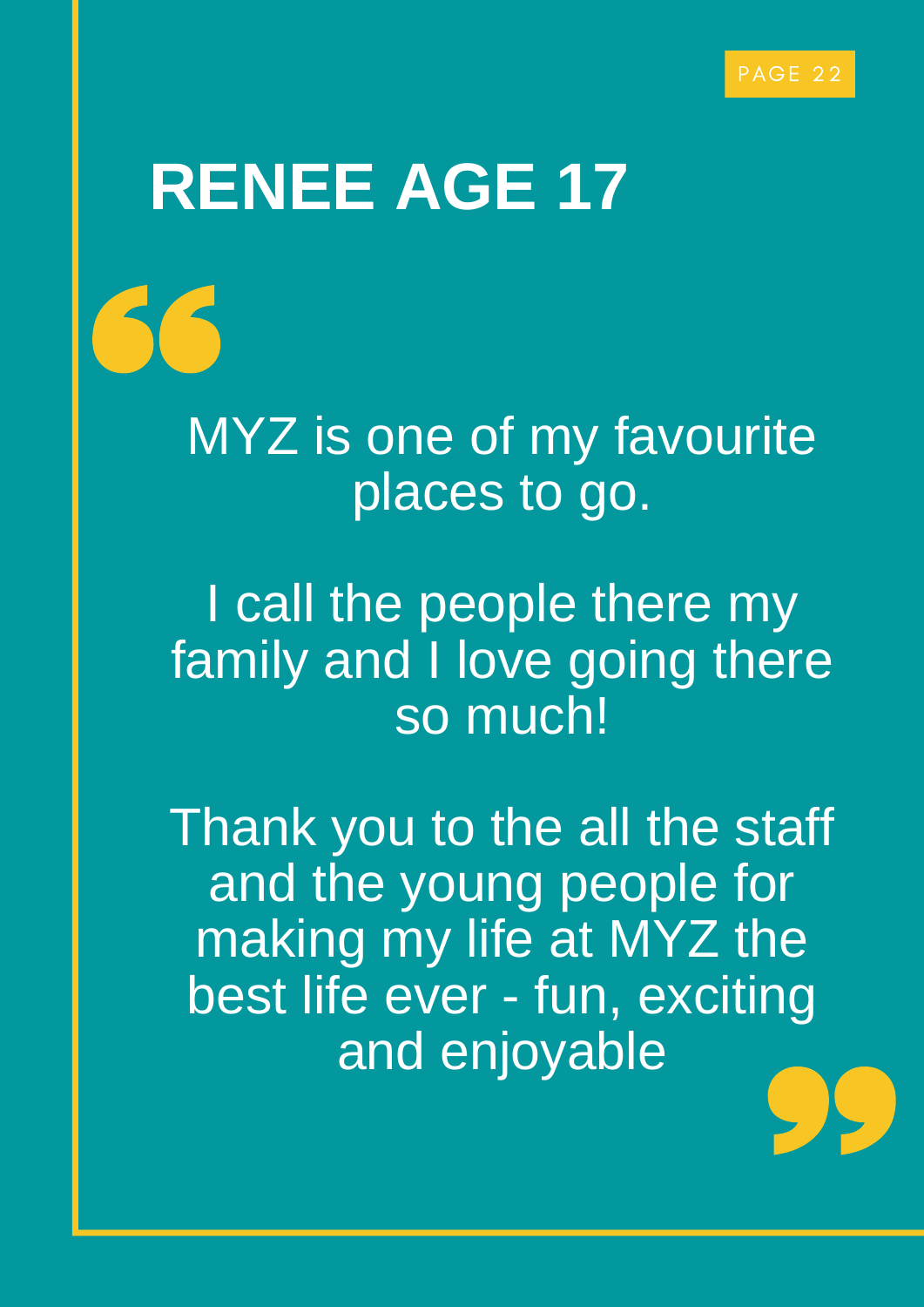# RENEE AGE 17

MYZ is one of my favourite places to go.

I call the people there my family and I love going there so much!

Thank you to the all the staff and the young people for making my life at MYZ the best life ever - fun, exciting and enjoyable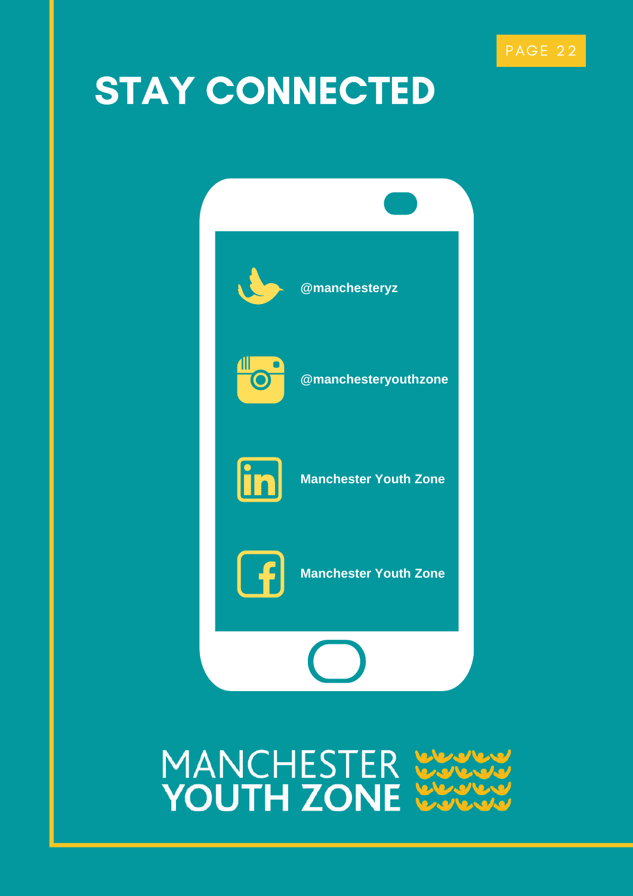# STAY CONNECTED

@manchesteryz

@manchesteryouthzone

Manchester Youth Zone

Manchester Youth Zone

MANCHESTER YOUTH ZONE